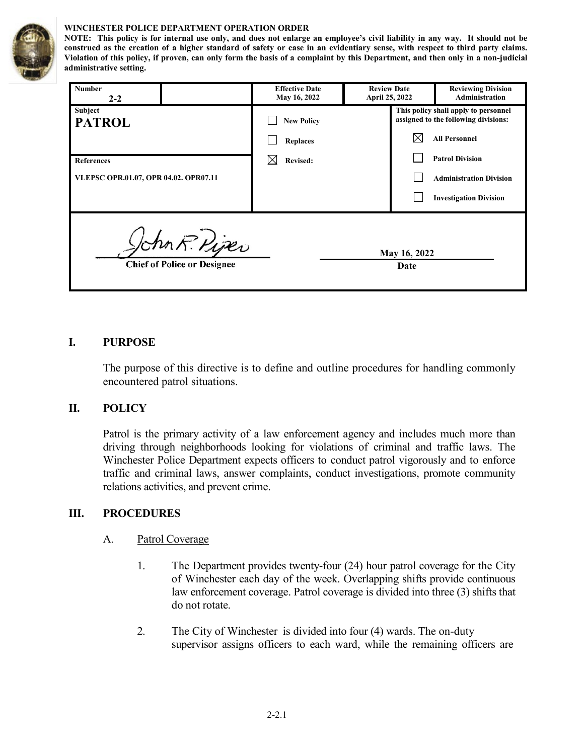**WINCHESTER POLICE DEPARTMENT OPERATION ORDER**

**NOTE: This policy is for internal use only, and does not enlarge an employee's civil liability in any way. It should not be construed as the creation of a higher standard of safety or case in an evidentiary sense, with respect to third party claims. Violation of this policy, if proven, can only form the basis of a complaint by this Department, and then only in a non-judicial administrative setting.**

| **Number** 2-2 | | **Effective Date** May 16, 2022 | **Review Date** April 25, 2022 | **Reviewing Division** Administration |
|---|---|---|---|---|
| **Subject** **PATROL** | | ☐ New Policy<br>☐ Replaces<br>☒ Revised: | **This policy shall apply to personnel assigned to the following divisions:**<br>☒ All Personnel<br>☐ Patrol Division<br>☐ Administration Division<br>☐ Investigation Division | |
| **References** VLEPSC OPR.01.07, OPR 04.02. OPR07.11 | | | | |

John R. Piper
**Chief of Police or Designee**

**May 16, 2022**
**Date**

## I. PURPOSE

The purpose of this directive is to define and outline procedures for handling commonly encountered patrol situations.

## II. POLICY

Patrol is the primary activity of a law enforcement agency and includes much more than driving through neighborhoods looking for violations of criminal and traffic laws. The Winchester Police Department expects officers to conduct patrol vigorously and to enforce traffic and criminal laws, answer complaints, conduct investigations, promote community relations activities, and prevent crime.

## III. PROCEDURES

### A. Patrol Coverage

1. The Department provides twenty-four (24) hour patrol coverage for the City of Winchester each day of the week. Overlapping shifts provide continuous law enforcement coverage. Patrol coverage is divided into three (3) shifts that do not rotate.

2. The City of Winchester is divided into four (4) wards. The on-duty supervisor assigns officers to each ward, while the remaining officers are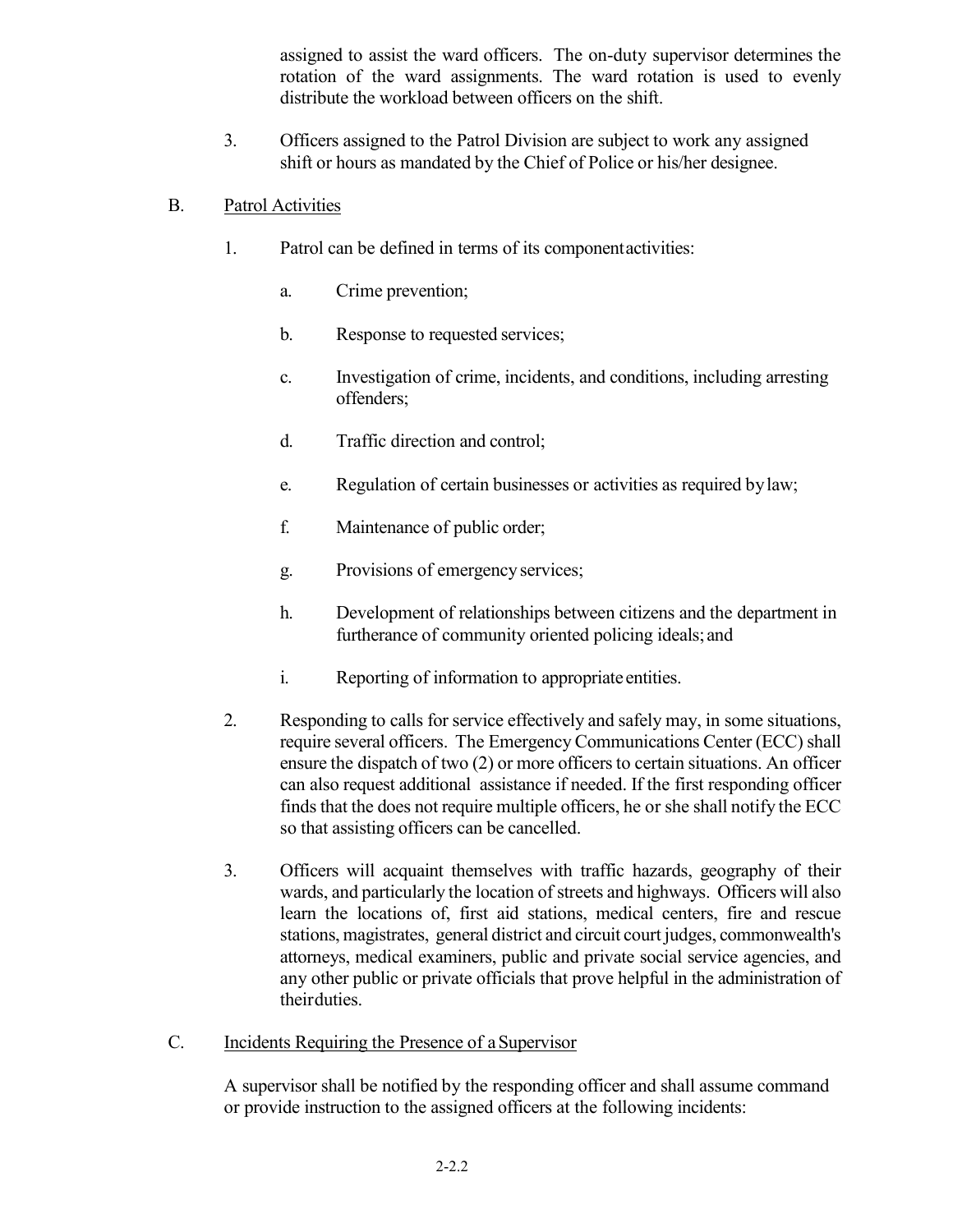assigned to assist the ward officers. The on-duty supervisor determines the rotation of the ward assignments. The ward rotation is used to evenly distribute the workload between officers on the shift.

3. Officers assigned to the Patrol Division are subject to work any assigned shift or hours as mandated by the Chief of Police or his/her designee.

B. Patrol Activities

1. Patrol can be defined in terms of its component activities:

   a. Crime prevention;

   b. Response to requested services;

   c. Investigation of crime, incidents, and conditions, including arresting offenders;

   d. Traffic direction and control;

   e. Regulation of certain businesses or activities as required by law;

   f. Maintenance of public order;

   g. Provisions of emergency services;

   h. Development of relationships between citizens and the department in furtherance of community oriented policing ideals; and

   i. Reporting of information to appropriate entities.

2. Responding to calls for service effectively and safely may, in some situations, require several officers. The Emergency Communications Center (ECC) shall ensure the dispatch of two (2) or more officers to certain situations. An officer can also request additional assistance if needed. If the first responding officer finds that the does not require multiple officers, he or she shall notify the ECC so that assisting officers can be cancelled.

3. Officers will acquaint themselves with traffic hazards, geography of their wards, and particularly the location of streets and highways. Officers will also learn the locations of, first aid stations, medical centers, fire and rescue stations, magistrates, general district and circuit court judges, commonwealth's attorneys, medical examiners, public and private social service agencies, and any other public or private officials that prove helpful in the administration of their duties.

C. Incidents Requiring the Presence of a Supervisor

A supervisor shall be notified by the responding officer and shall assume command or provide instruction to the assigned officers at the following incidents: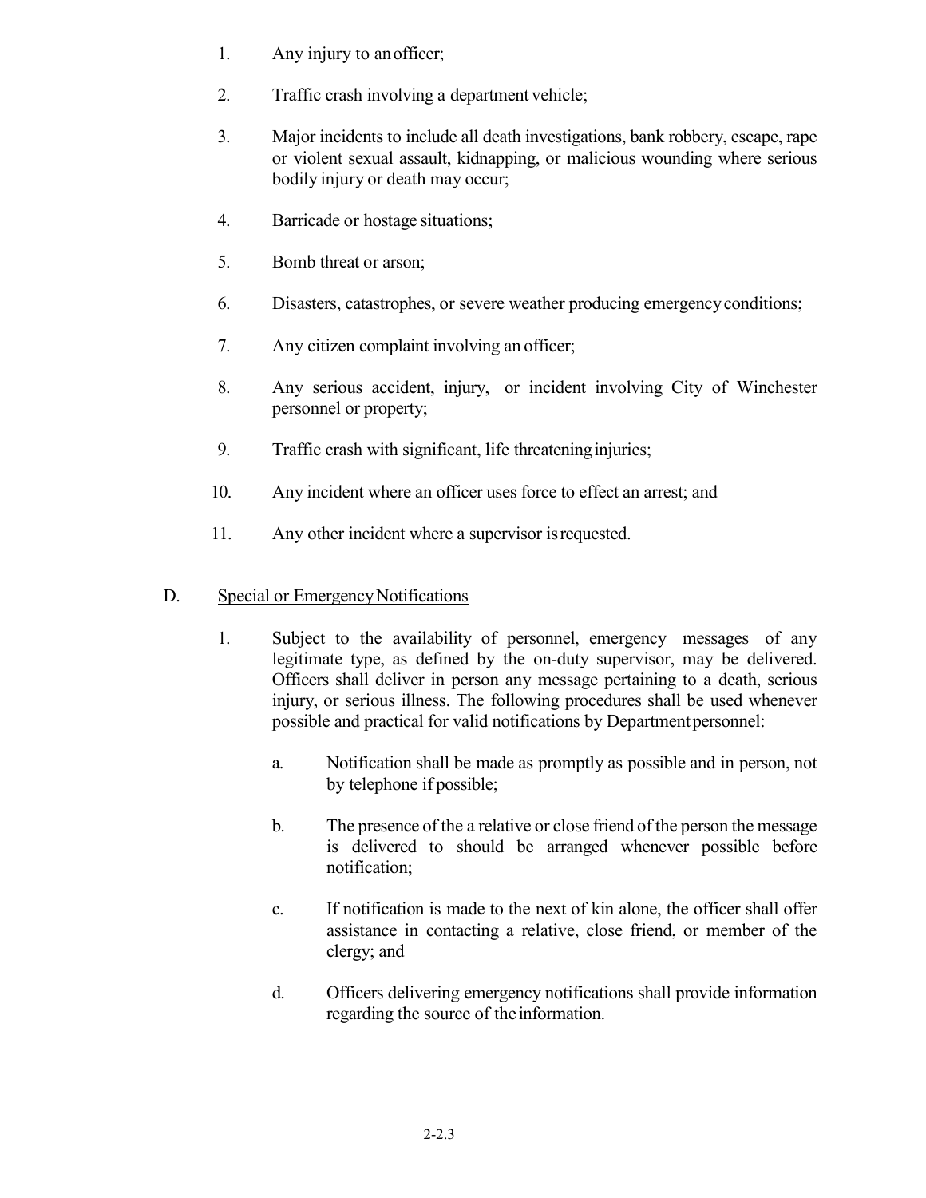1. Any injury to an officer;
2. Traffic crash involving a department vehicle;
3. Major incidents to include all death investigations, bank robbery, escape, rape or violent sexual assault, kidnapping, or malicious wounding where serious bodily injury or death may occur;
4. Barricade or hostage situations;
5. Bomb threat or arson;
6. Disasters, catastrophes, or severe weather producing emergency conditions;
7. Any citizen complaint involving an officer;
8. Any serious accident, injury, or incident involving City of Winchester personnel or property;
9. Traffic crash with significant, life threatening injuries;
10. Any incident where an officer uses force to effect an arrest; and
11. Any other incident where a supervisor is requested.

D. <u>Special or Emergency Notifications</u>

1. Subject to the availability of personnel, emergency messages of any legitimate type, as defined by the on-duty supervisor, may be delivered. Officers shall deliver in person any message pertaining to a death, serious injury, or serious illness. The following procedures shall be used whenever possible and practical for valid notifications by Department personnel:

   a. Notification shall be made as promptly as possible and in person, not by telephone if possible;

   b. The presence of the a relative or close friend of the person the message is delivered to should be arranged whenever possible before notification;

   c. If notification is made to the next of kin alone, the officer shall offer assistance in contacting a relative, close friend, or member of the clergy; and

   d. Officers delivering emergency notifications shall provide information regarding the source of the information.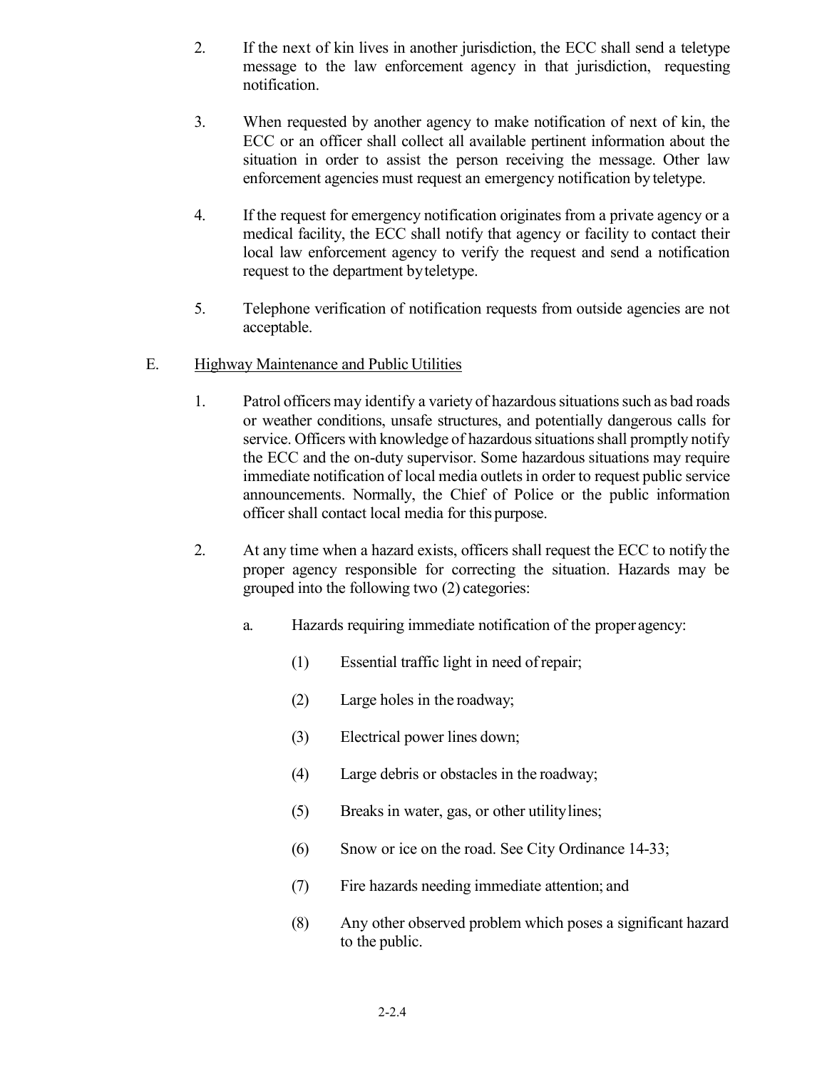2. If the next of kin lives in another jurisdiction, the ECC shall send a teletype message to the law enforcement agency in that jurisdiction, requesting notification.

3. When requested by another agency to make notification of next of kin, the ECC or an officer shall collect all available pertinent information about the situation in order to assist the person receiving the message. Other law enforcement agencies must request an emergency notification by teletype.

4. If the request for emergency notification originates from a private agency or a medical facility, the ECC shall notify that agency or facility to contact their local law enforcement agency to verify the request and send a notification request to the department by teletype.

5. Telephone verification of notification requests from outside agencies are not acceptable.

E. Highway Maintenance and Public Utilities

1. Patrol officers may identify a variety of hazardous situations such as bad roads or weather conditions, unsafe structures, and potentially dangerous calls for service. Officers with knowledge of hazardous situations shall promptly notify the ECC and the on-duty supervisor. Some hazardous situations may require immediate notification of local media outlets in order to request public service announcements. Normally, the Chief of Police or the public information officer shall contact local media for this purpose.

2. At any time when a hazard exists, officers shall request the ECC to notify the proper agency responsible for correcting the situation. Hazards may be grouped into the following two (2) categories:

   a. Hazards requiring immediate notification of the proper agency:

      (1) Essential traffic light in need of repair;

      (2) Large holes in the roadway;

      (3) Electrical power lines down;

      (4) Large debris or obstacles in the roadway;

      (5) Breaks in water, gas, or other utility lines;

      (6) Snow or ice on the road. See City Ordinance 14-33;

      (7) Fire hazards needing immediate attention; and

      (8) Any other observed problem which poses a significant hazard to the public.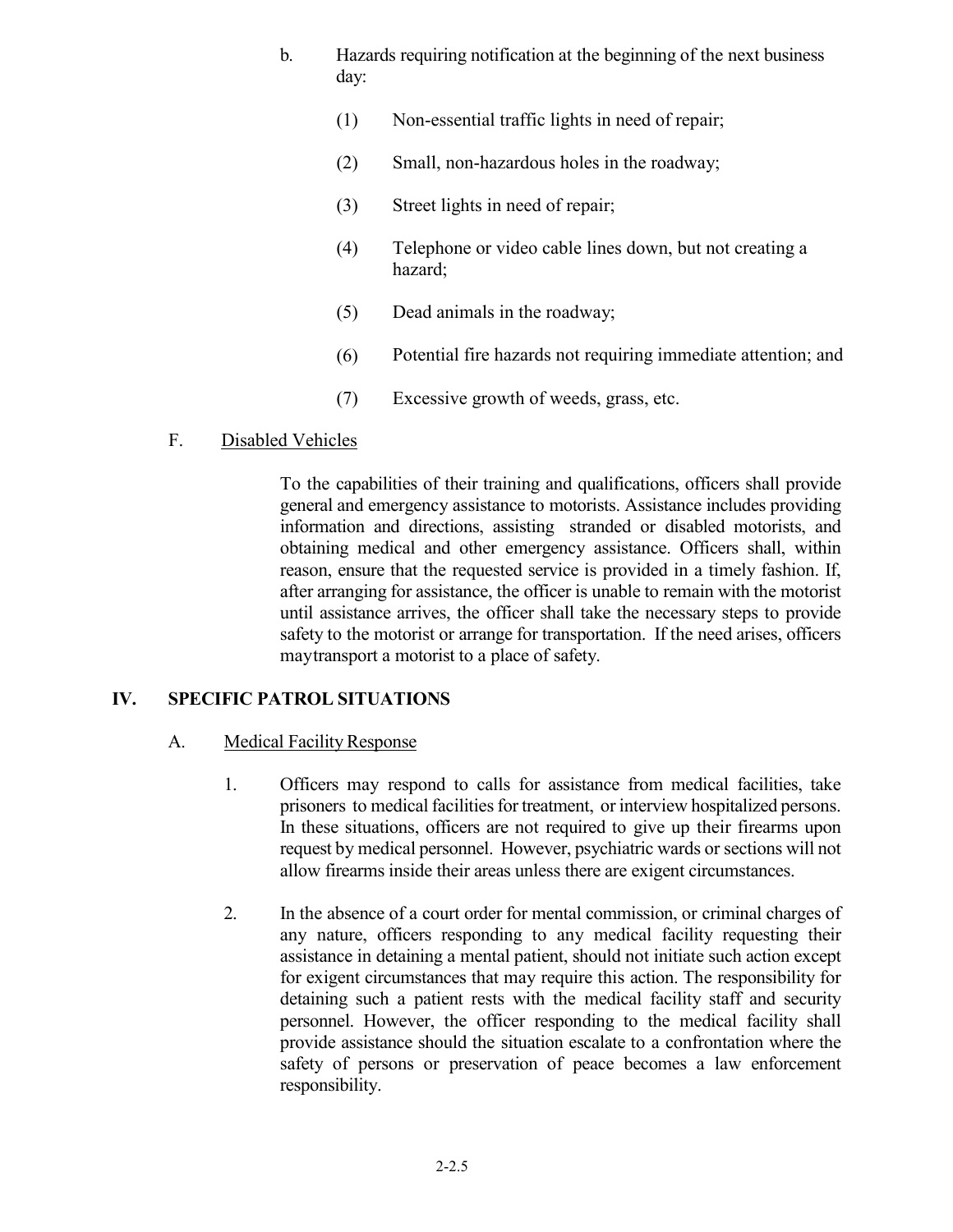b. Hazards requiring notification at the beginning of the next business day:

   (1) Non-essential traffic lights in need of repair;

   (2) Small, non-hazardous holes in the roadway;

   (3) Street lights in need of repair;

   (4) Telephone or video cable lines down, but not creating a hazard;

   (5) Dead animals in the roadway;

   (6) Potential fire hazards not requiring immediate attention; and

   (7) Excessive growth of weeds, grass, etc.

F. Disabled Vehicles

To the capabilities of their training and qualifications, officers shall provide general and emergency assistance to motorists. Assistance includes providing information and directions, assisting stranded or disabled motorists, and obtaining medical and other emergency assistance. Officers shall, within reason, ensure that the requested service is provided in a timely fashion. If, after arranging for assistance, the officer is unable to remain with the motorist until assistance arrives, the officer shall take the necessary steps to provide safety to the motorist or arrange for transportation. If the need arises, officers maytransport a motorist to a place of safety.

## IV. SPECIFIC PATROL SITUATIONS

A. Medical Facility Response

1. Officers may respond to calls for assistance from medical facilities, take prisoners to medical facilities for treatment, or interview hospitalized persons. In these situations, officers are not required to give up their firearms upon request by medical personnel. However, psychiatric wards or sections will not allow firearms inside their areas unless there are exigent circumstances.

2. In the absence of a court order for mental commission, or criminal charges of any nature, officers responding to any medical facility requesting their assistance in detaining a mental patient, should not initiate such action except for exigent circumstances that may require this action. The responsibility for detaining such a patient rests with the medical facility staff and security personnel. However, the officer responding to the medical facility shall provide assistance should the situation escalate to a confrontation where the safety of persons or preservation of peace becomes a law enforcement responsibility.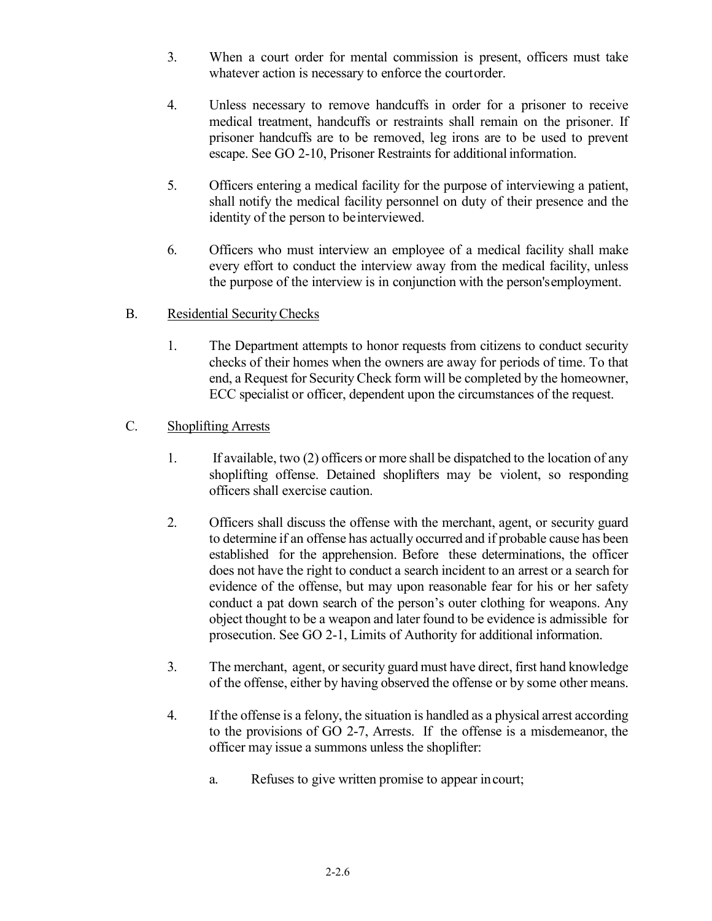3. When a court order for mental commission is present, officers must take whatever action is necessary to enforce the court order.

4. Unless necessary to remove handcuffs in order for a prisoner to receive medical treatment, handcuffs or restraints shall remain on the prisoner. If prisoner handcuffs are to be removed, leg irons are to be used to prevent escape. See GO 2-10, Prisoner Restraints for additional information.

5. Officers entering a medical facility for the purpose of interviewing a patient, shall notify the medical facility personnel on duty of their presence and the identity of the person to be interviewed.

6. Officers who must interview an employee of a medical facility shall make every effort to conduct the interview away from the medical facility, unless the purpose of the interview is in conjunction with the person's employment.

B. Residential Security Checks

1. The Department attempts to honor requests from citizens to conduct security checks of their homes when the owners are away for periods of time. To that end, a Request for Security Check form will be completed by the homeowner, ECC specialist or officer, dependent upon the circumstances of the request.

C. Shoplifting Arrests

1. If available, two (2) officers or more shall be dispatched to the location of any shoplifting offense. Detained shoplifters may be violent, so responding officers shall exercise caution.

2. Officers shall discuss the offense with the merchant, agent, or security guard to determine if an offense has actually occurred and if probable cause has been established for the apprehension. Before these determinations, the officer does not have the right to conduct a search incident to an arrest or a search for evidence of the offense, but may upon reasonable fear for his or her safety conduct a pat down search of the person's outer clothing for weapons. Any object thought to be a weapon and later found to be evidence is admissible for prosecution. See GO 2-1, Limits of Authority for additional information.

3. The merchant, agent, or security guard must have direct, first hand knowledge of the offense, either by having observed the offense or by some other means.

4. If the offense is a felony, the situation is handled as a physical arrest according to the provisions of GO 2-7, Arrests. If the offense is a misdemeanor, the officer may issue a summons unless the shoplifter:

   a. Refuses to give written promise to appear in court;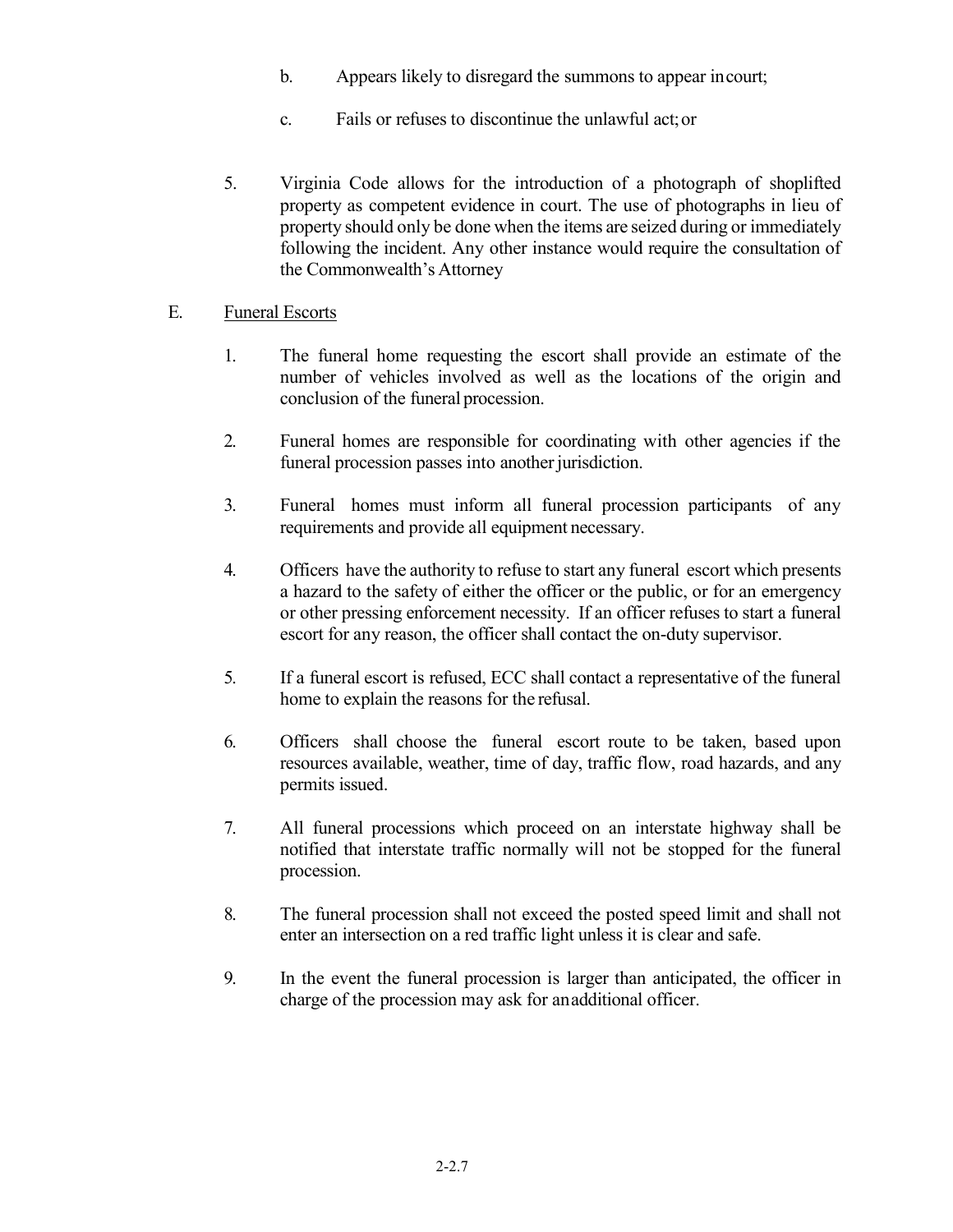b. Appears likely to disregard the summons to appear in court;

c. Fails or refuses to discontinue the unlawful act; or

5. Virginia Code allows for the introduction of a photograph of shoplifted property as competent evidence in court. The use of photographs in lieu of property should only be done when the items are seized during or immediately following the incident. Any other instance would require the consultation of the Commonwealth's Attorney

E. <u>Funeral Escorts</u>

1. The funeral home requesting the escort shall provide an estimate of the number of vehicles involved as well as the locations of the origin and conclusion of the funeral procession.

2. Funeral homes are responsible for coordinating with other agencies if the funeral procession passes into another jurisdiction.

3. Funeral homes must inform all funeral procession participants of any requirements and provide all equipment necessary.

4. Officers have the authority to refuse to start any funeral escort which presents a hazard to the safety of either the officer or the public, or for an emergency or other pressing enforcement necessity. If an officer refuses to start a funeral escort for any reason, the officer shall contact the on-duty supervisor.

5. If a funeral escort is refused, ECC shall contact a representative of the funeral home to explain the reasons for the refusal.

6. Officers shall choose the funeral escort route to be taken, based upon resources available, weather, time of day, traffic flow, road hazards, and any permits issued.

7. All funeral processions which proceed on an interstate highway shall be notified that interstate traffic normally will not be stopped for the funeral procession.

8. The funeral procession shall not exceed the posted speed limit and shall not enter an intersection on a red traffic light unless it is clear and safe.

9. In the event the funeral procession is larger than anticipated, the officer in charge of the procession may ask for an additional officer.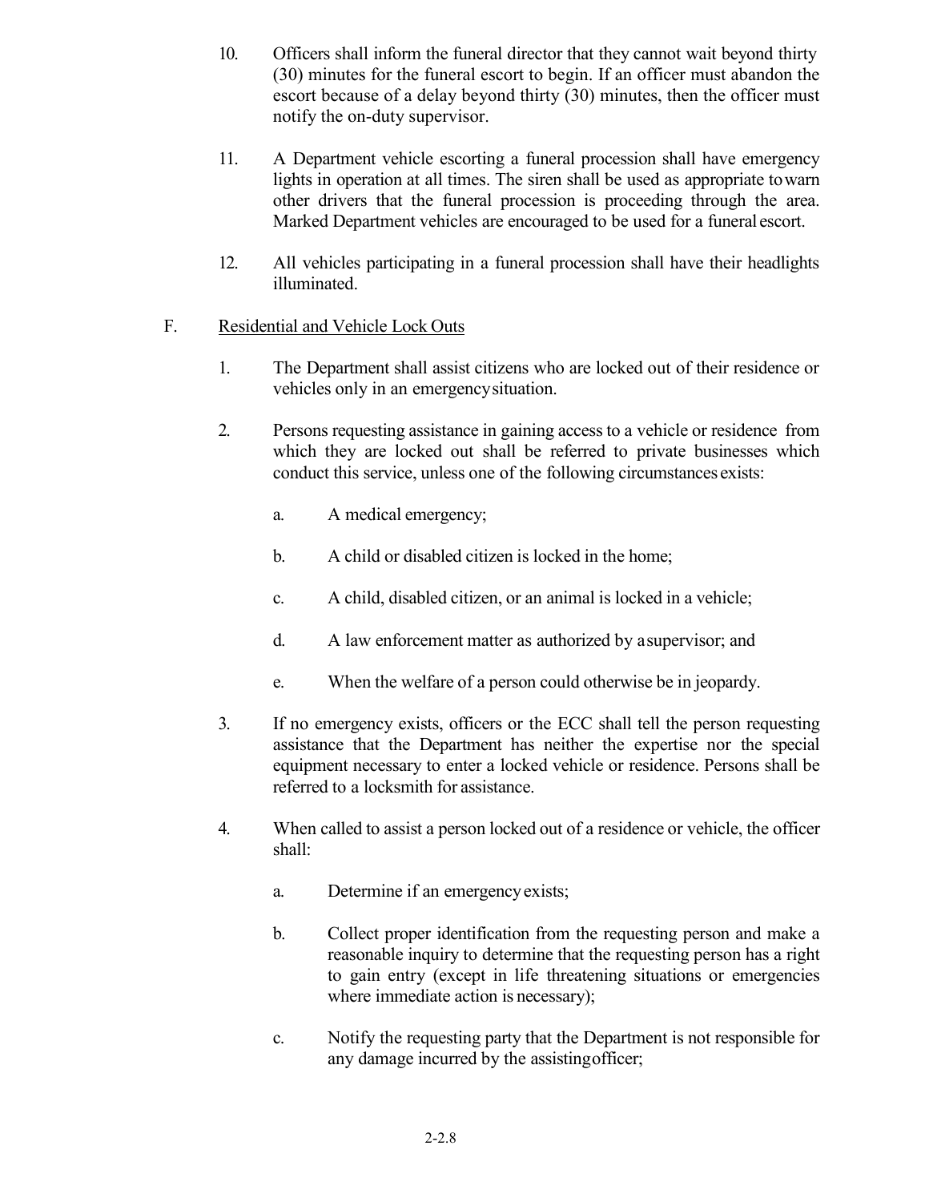10. Officers shall inform the funeral director that they cannot wait beyond thirty (30) minutes for the funeral escort to begin. If an officer must abandon the escort because of a delay beyond thirty (30) minutes, then the officer must notify the on-duty supervisor.

11. A Department vehicle escorting a funeral procession shall have emergency lights in operation at all times. The siren shall be used as appropriate to warn other drivers that the funeral procession is proceeding through the area. Marked Department vehicles are encouraged to be used for a funeral escort.

12. All vehicles participating in a funeral procession shall have their headlights illuminated.

F. Residential and Vehicle Lock Outs

1. The Department shall assist citizens who are locked out of their residence or vehicles only in an emergency situation.

2. Persons requesting assistance in gaining access to a vehicle or residence from which they are locked out shall be referred to private businesses which conduct this service, unless one of the following circumstances exists:

   a. A medical emergency;

   b. A child or disabled citizen is locked in the home;

   c. A child, disabled citizen, or an animal is locked in a vehicle;

   d. A law enforcement matter as authorized by a supervisor; and

   e. When the welfare of a person could otherwise be in jeopardy.

3. If no emergency exists, officers or the ECC shall tell the person requesting assistance that the Department has neither the expertise nor the special equipment necessary to enter a locked vehicle or residence. Persons shall be referred to a locksmith for assistance.

4. When called to assist a person locked out of a residence or vehicle, the officer shall:

   a. Determine if an emergency exists;

   b. Collect proper identification from the requesting person and make a reasonable inquiry to determine that the requesting person has a right to gain entry (except in life threatening situations or emergencies where immediate action is necessary);

   c. Notify the requesting party that the Department is not responsible for any damage incurred by the assisting officer;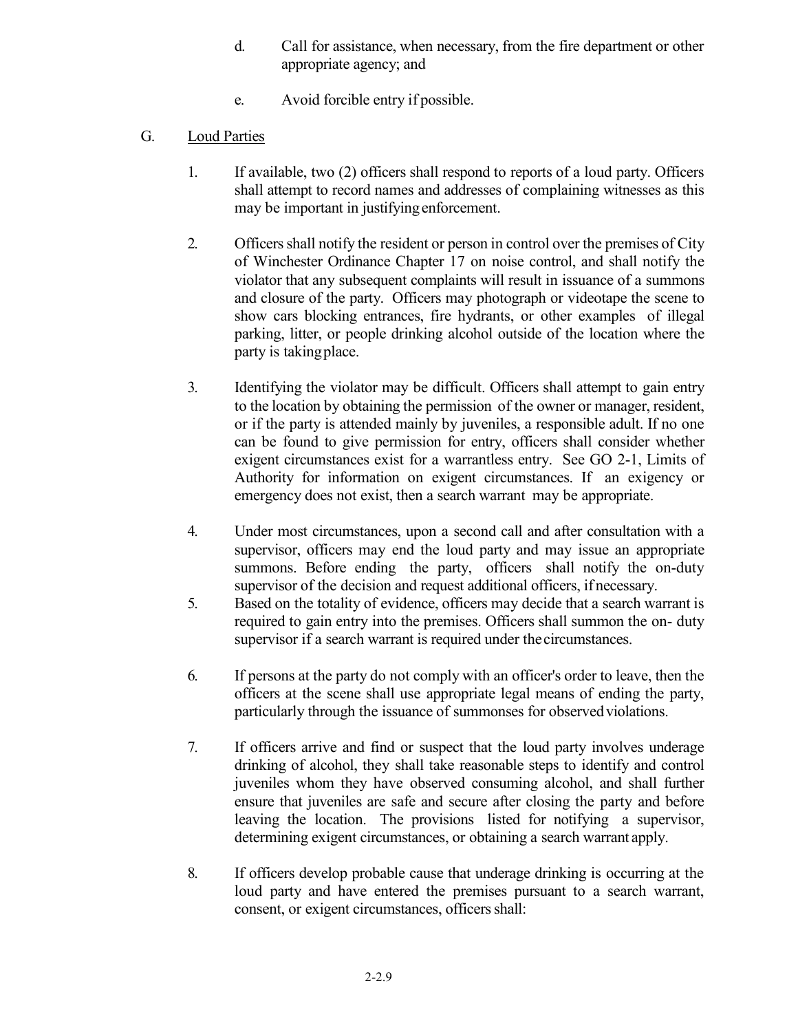d. Call for assistance, when necessary, from the fire department or other appropriate agency; and

e. Avoid forcible entry if possible.

G. Loud Parties

1. If available, two (2) officers shall respond to reports of a loud party. Officers shall attempt to record names and addresses of complaining witnesses as this may be important in justifying enforcement.

2. Officers shall notify the resident or person in control over the premises of City of Winchester Ordinance Chapter 17 on noise control, and shall notify the violator that any subsequent complaints will result in issuance of a summons and closure of the party. Officers may photograph or videotape the scene to show cars blocking entrances, fire hydrants, or other examples of illegal parking, litter, or people drinking alcohol outside of the location where the party is taking place.

3. Identifying the violator may be difficult. Officers shall attempt to gain entry to the location by obtaining the permission of the owner or manager, resident, or if the party is attended mainly by juveniles, a responsible adult. If no one can be found to give permission for entry, officers shall consider whether exigent circumstances exist for a warrantless entry. See GO 2-1, Limits of Authority for information on exigent circumstances. If an exigency or emergency does not exist, then a search warrant may be appropriate.

4. Under most circumstances, upon a second call and after consultation with a supervisor, officers may end the loud party and may issue an appropriate summons. Before ending the party, officers shall notify the on-duty supervisor of the decision and request additional officers, if necessary.

5. Based on the totality of evidence, officers may decide that a search warrant is required to gain entry into the premises. Officers shall summon the on- duty supervisor if a search warrant is required under the circumstances.

6. If persons at the party do not comply with an officer's order to leave, then the officers at the scene shall use appropriate legal means of ending the party, particularly through the issuance of summonses for observed violations.

7. If officers arrive and find or suspect that the loud party involves underage drinking of alcohol, they shall take reasonable steps to identify and control juveniles whom they have observed consuming alcohol, and shall further ensure that juveniles are safe and secure after closing the party and before leaving the location. The provisions listed for notifying a supervisor, determining exigent circumstances, or obtaining a search warrant apply.

8. If officers develop probable cause that underage drinking is occurring at the loud party and have entered the premises pursuant to a search warrant, consent, or exigent circumstances, officers shall: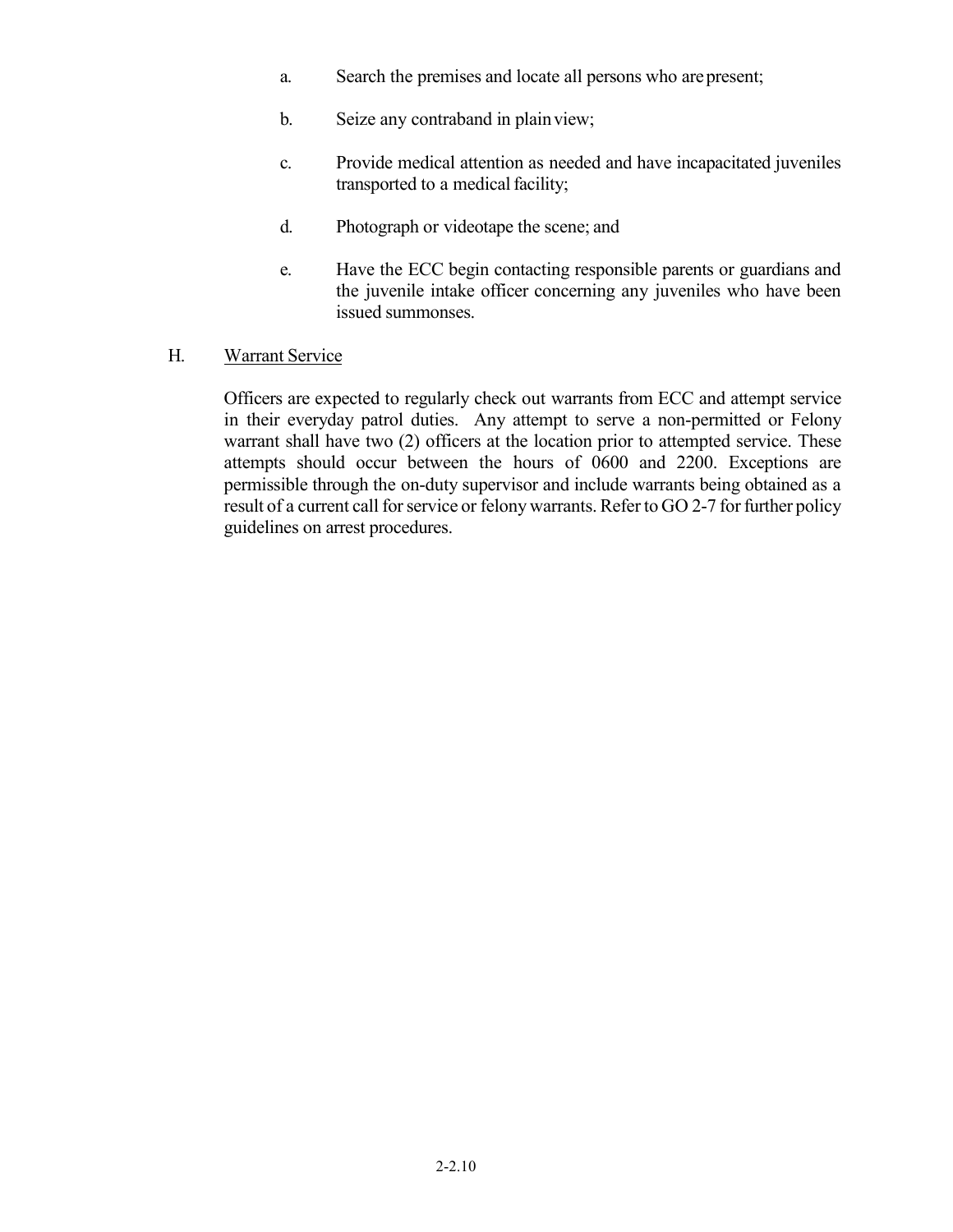a. Search the premises and locate all persons who are present;

b. Seize any contraband in plain view;

c. Provide medical attention as needed and have incapacitated juveniles transported to a medical facility;

d. Photograph or videotape the scene; and

e. Have the ECC begin contacting responsible parents or guardians and the juvenile intake officer concerning any juveniles who have been issued summonses.

H. Warrant Service

Officers are expected to regularly check out warrants from ECC and attempt service in their everyday patrol duties. Any attempt to serve a non-permitted or Felony warrant shall have two (2) officers at the location prior to attempted service. These attempts should occur between the hours of 0600 and 2200. Exceptions are permissible through the on-duty supervisor and include warrants being obtained as a result of a current call for service or felony warrants. Refer to GO 2-7 for further policy guidelines on arrest procedures.